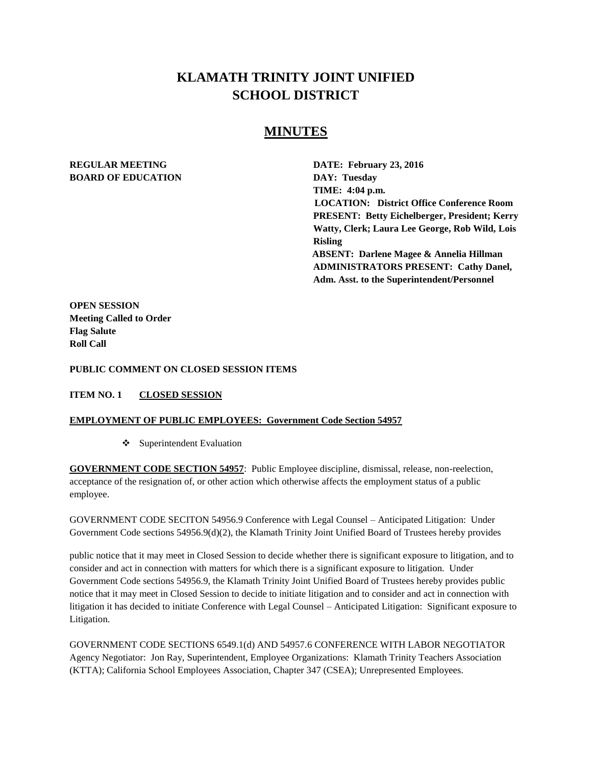# KLAMATH TRINITY JOINT UNIFIED SCHOOL DISTRICT

## MINUTES

**REGULAR MEETING**
**BOARD OF EDUCATION**

**DATE: February 23, 2016**
**DAY: Tuesday**
**TIME: 4:04 p.m.**
**LOCATION: District Office Conference Room**
**PRESENT: Betty Eichelberger, President; Kerry Watty, Clerk; Laura Lee George, Rob Wild, Lois Risling**
**ABSENT: Darlene Magee & Annelia Hillman**
**ADMINISTRATORS PRESENT: Cathy Danel, Adm. Asst. to the Superintendent/Personnel**

**OPEN SESSION**
**Meeting Called to Order**
**Flag Salute**
**Roll Call**

**PUBLIC COMMENT ON CLOSED SESSION ITEMS**

**ITEM NO. 1 <u>CLOSED SESSION</u>**

**<u>EMPLOYMENT OF PUBLIC EMPLOYEES: Government Code Section 54957</u>**

- Superintendent Evaluation

**<u>GOVERNMENT CODE SECTION 54957</u>**: Public Employee discipline, dismissal, release, non-reelection, acceptance of the resignation of, or other action which otherwise affects the employment status of a public employee.

GOVERNMENT CODE SECITON 54956.9 Conference with Legal Counsel – Anticipated Litigation: Under Government Code sections 54956.9(d)(2), the Klamath Trinity Joint Unified Board of Trustees hereby provides

public notice that it may meet in Closed Session to decide whether there is significant exposure to litigation, and to consider and act in connection with matters for which there is a significant exposure to litigation. Under Government Code sections 54956.9, the Klamath Trinity Joint Unified Board of Trustees hereby provides public notice that it may meet in Closed Session to decide to initiate litigation and to consider and act in connection with litigation it has decided to initiate Conference with Legal Counsel – Anticipated Litigation: Significant exposure to Litigation.

GOVERNMENT CODE SECTIONS 6549.1(d) AND 54957.6 CONFERENCE WITH LABOR NEGOTIATOR Agency Negotiator: Jon Ray, Superintendent, Employee Organizations: Klamath Trinity Teachers Association (KTTA); California School Employees Association, Chapter 347 (CSEA); Unrepresented Employees.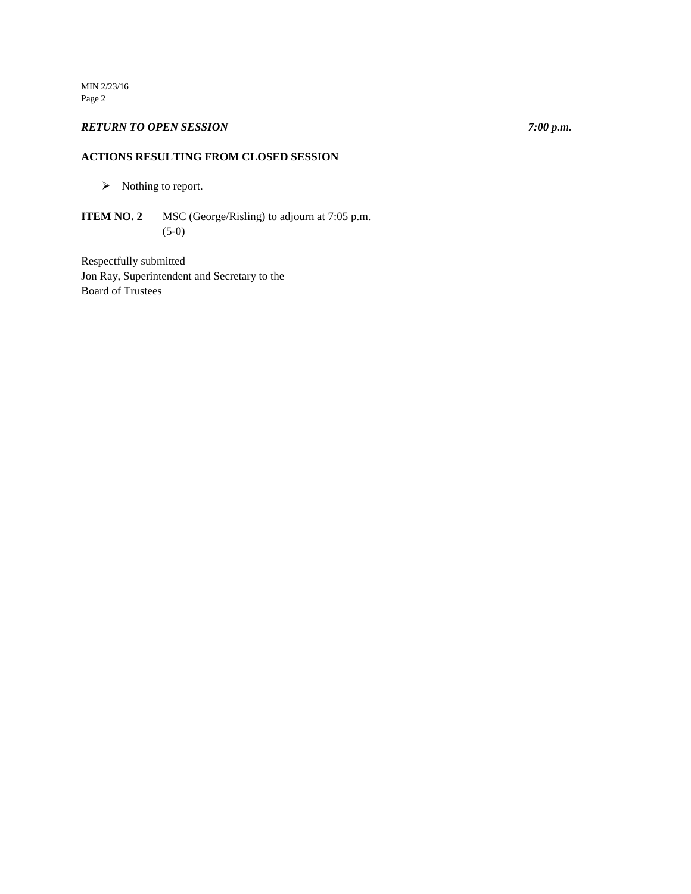***RETURN TO OPEN SESSION*** ***7:00 p.m.***

**ACTIONS RESULTING FROM CLOSED SESSION**

- Nothing to report.

**ITEM NO. 2** MSC (George/Risling) to adjourn at 7:05 p.m. (5-0)

Respectfully submitted
Jon Ray, Superintendent and Secretary to the
Board of Trustees